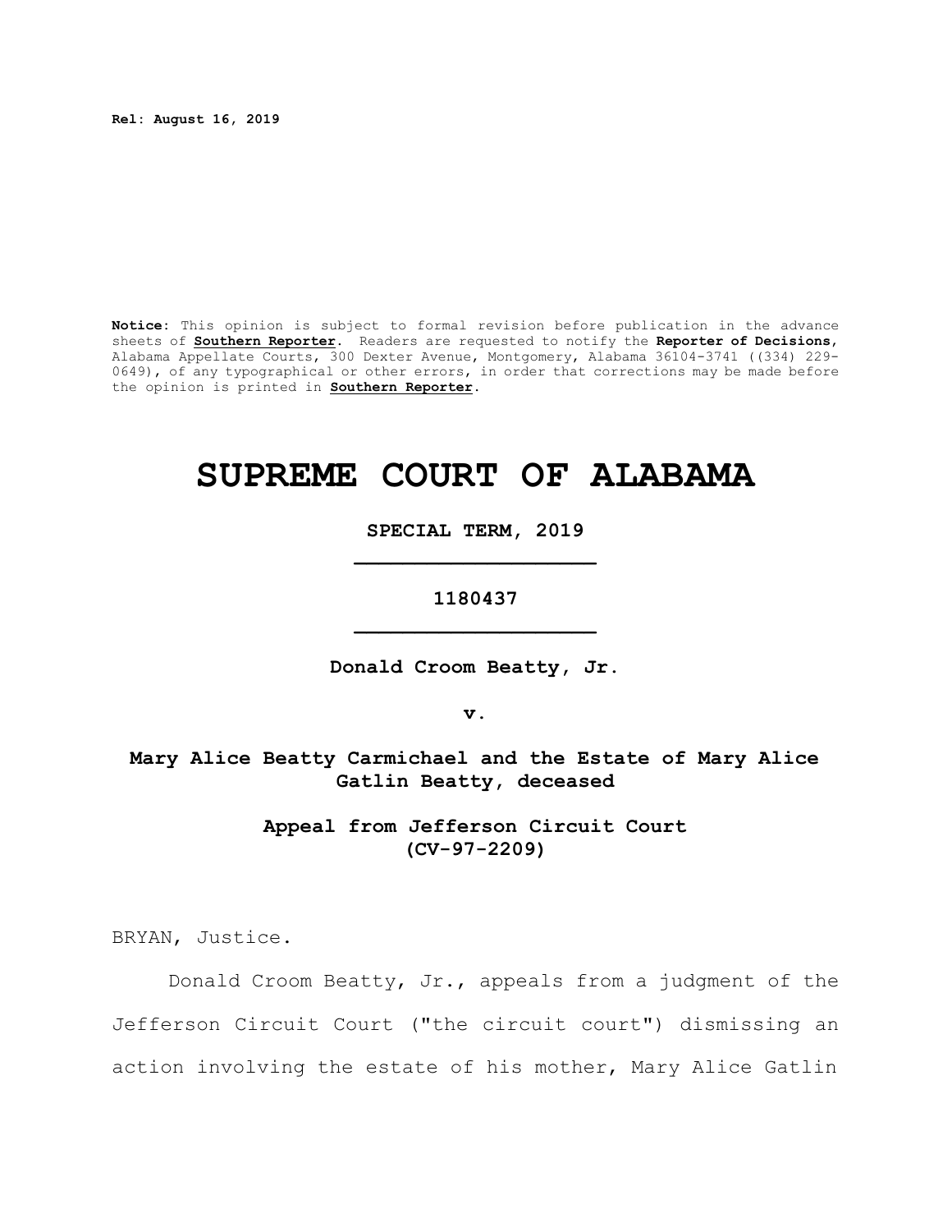**Rel: August 16, 2019**

**Notice:** This opinion is subject to formal revision before publication in the advance sheets of **Southern Reporter**. Readers are requested to notify the **Reporter of Decisions**, Alabama Appellate Courts, 300 Dexter Avenue, Montgomery, Alabama 36104-3741 ((334) 229-0649), of any typographical or other errors, in order that corrections may be made before the opinion is printed in **Southern Reporter**.

# SUPREME COURT OF ALABAMA

**SPECIAL TERM, 2019**

**1180437**

**Donald Croom Beatty, Jr.**

**v.**

**Mary Alice Beatty Carmichael and the Estate of Mary Alice Gatlin Beatty, deceased**

**Appeal from Jefferson Circuit Court (CV-97-2209)**

BRYAN, Justice.

Donald Croom Beatty, Jr., appeals from a judgment of the Jefferson Circuit Court ("the circuit court") dismissing an action involving the estate of his mother, Mary Alice Gatlin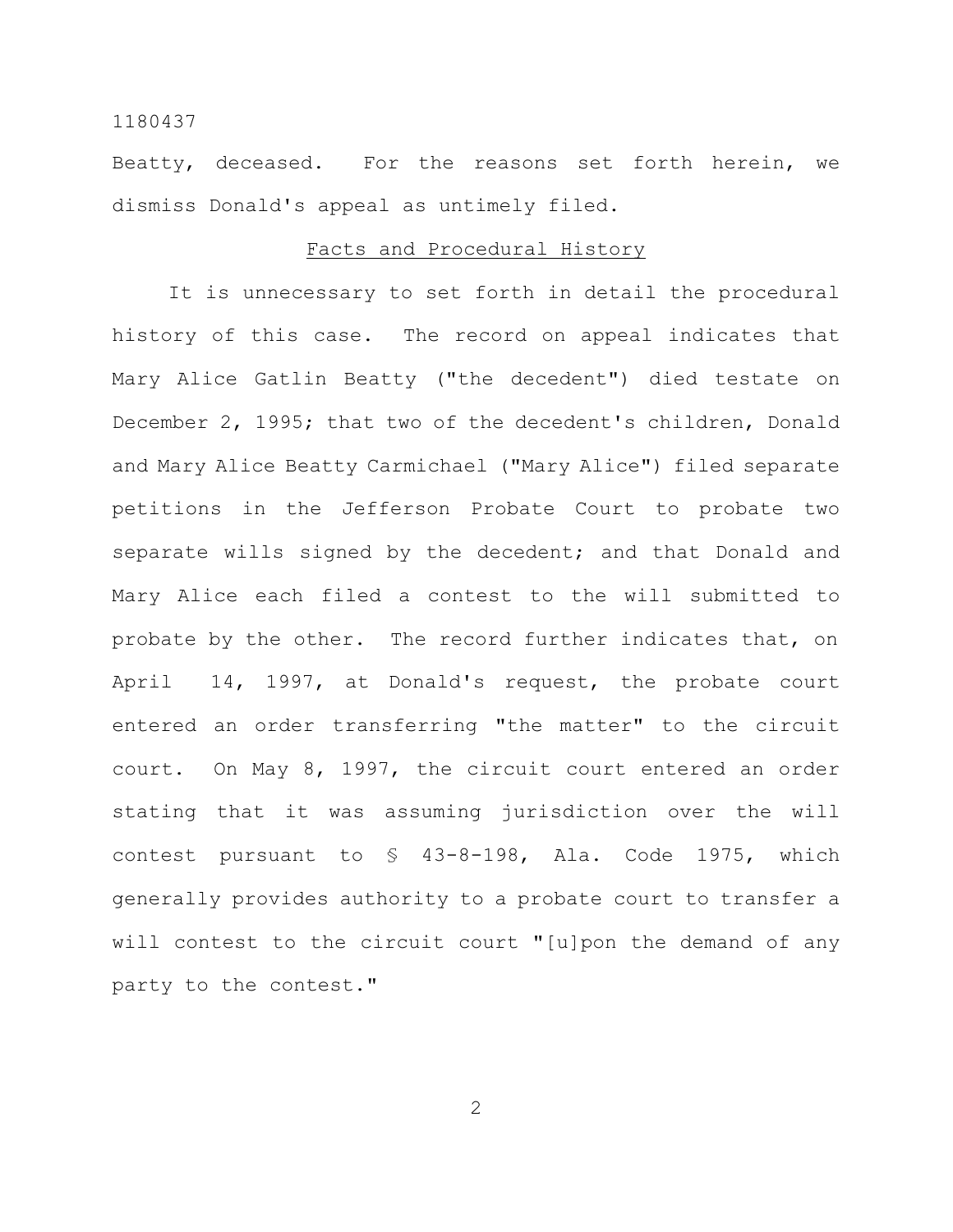Beatty, deceased. For the reasons set forth herein, we dismiss Donald's appeal as untimely filed.

## Facts and Procedural History

It is unnecessary to set forth in detail the procedural history of this case. The record on appeal indicates that Mary Alice Gatlin Beatty ("the decedent") died testate on December 2, 1995; that two of the decedent's children, Donald and Mary Alice Beatty Carmichael ("Mary Alice") filed separate petitions in the Jefferson Probate Court to probate two separate wills signed by the decedent; and that Donald and Mary Alice each filed a contest to the will submitted to probate by the other. The record further indicates that, on April 14, 1997, at Donald's request, the probate court entered an order transferring "the matter" to the circuit court. On May 8, 1997, the circuit court entered an order stating that it was assuming jurisdiction over the will contest pursuant to § 43-8-198, Ala. Code 1975, which generally provides authority to a probate court to transfer a will contest to the circuit court "[u]pon the demand of any party to the contest."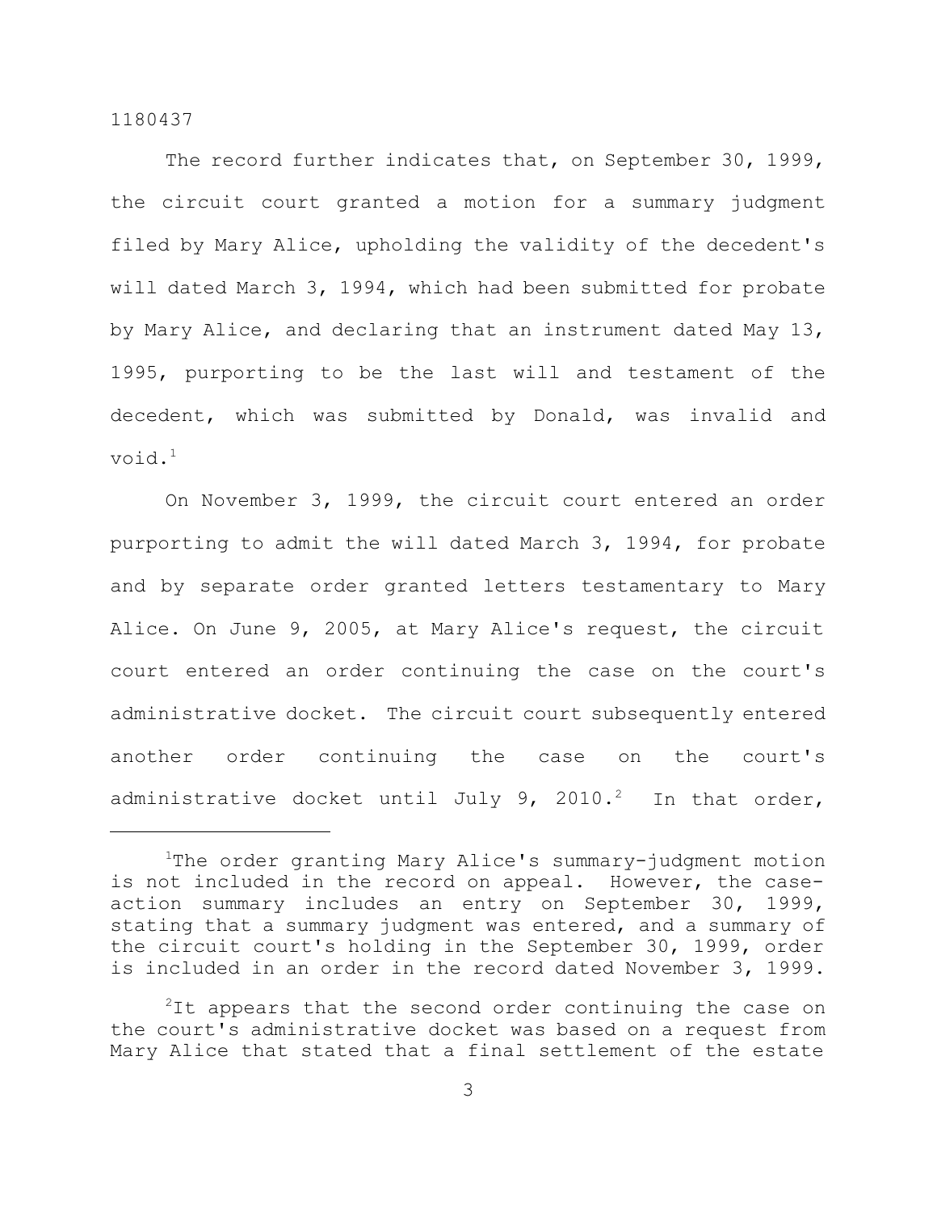The record further indicates that, on September 30, 1999, the circuit court granted a motion for a summary judgment filed by Mary Alice, upholding the validity of the decedent's will dated March 3, 1994, which had been submitted for probate by Mary Alice, and declaring that an instrument dated May 13, 1995, purporting to be the last will and testament of the decedent, which was submitted by Donald, was invalid and void.[1]

On November 3, 1999, the circuit court entered an order purporting to admit the will dated March 3, 1994, for probate and by separate order granted letters testamentary to Mary Alice. On June 9, 2005, at Mary Alice's request, the circuit court entered an order continuing the case on the court's administrative docket. The circuit court subsequently entered another order continuing the case on the court's administrative docket until July 9, 2010.[2] In that order,

---

[1] The order granting Mary Alice's summary-judgment motion is not included in the record on appeal. However, the case-action summary includes an entry on September 30, 1999, stating that a summary judgment was entered, and a summary of the circuit court's holding in the September 30, 1999, order is included in an order in the record dated November 3, 1999.

[2] It appears that the second order continuing the case on the court's administrative docket was based on a request from Mary Alice that stated that a final settlement of the estate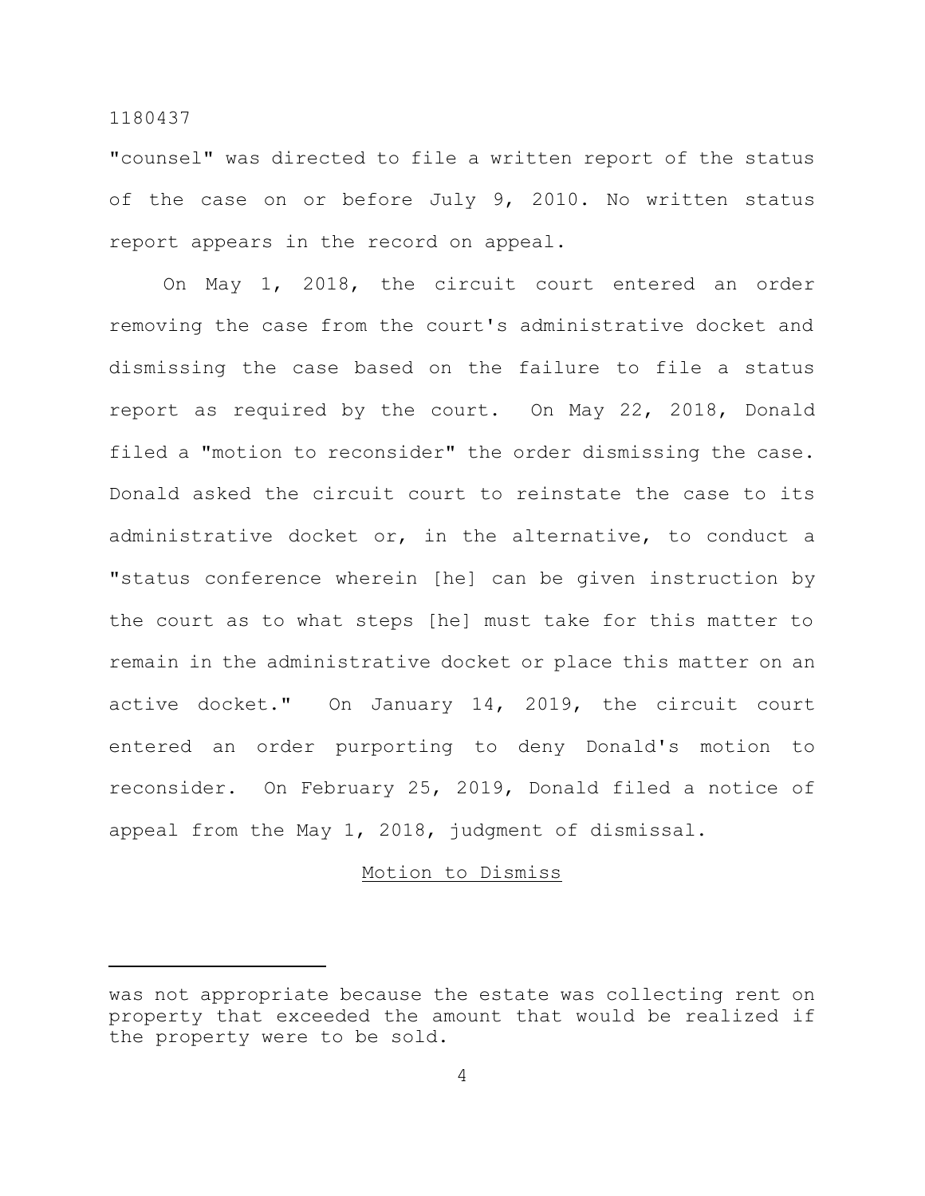"counsel" was directed to file a written report of the status of the case on or before July 9, 2010. No written status report appears in the record on appeal.

On May 1, 2018, the circuit court entered an order removing the case from the court's administrative docket and dismissing the case based on the failure to file a status report as required by the court. On May 22, 2018, Donald filed a "motion to reconsider" the order dismissing the case. Donald asked the circuit court to reinstate the case to its administrative docket or, in the alternative, to conduct a "status conference wherein [he] can be given instruction by the court as to what steps [he] must take for this matter to remain in the administrative docket or place this matter on an active docket." On January 14, 2019, the circuit court entered an order purporting to deny Donald's motion to reconsider. On February 25, 2019, Donald filed a notice of appeal from the May 1, 2018, judgment of dismissal.

<u>Motion to Dismiss</u>

---

was not appropriate because the estate was collecting rent on property that exceeded the amount that would be realized if the property were to be sold.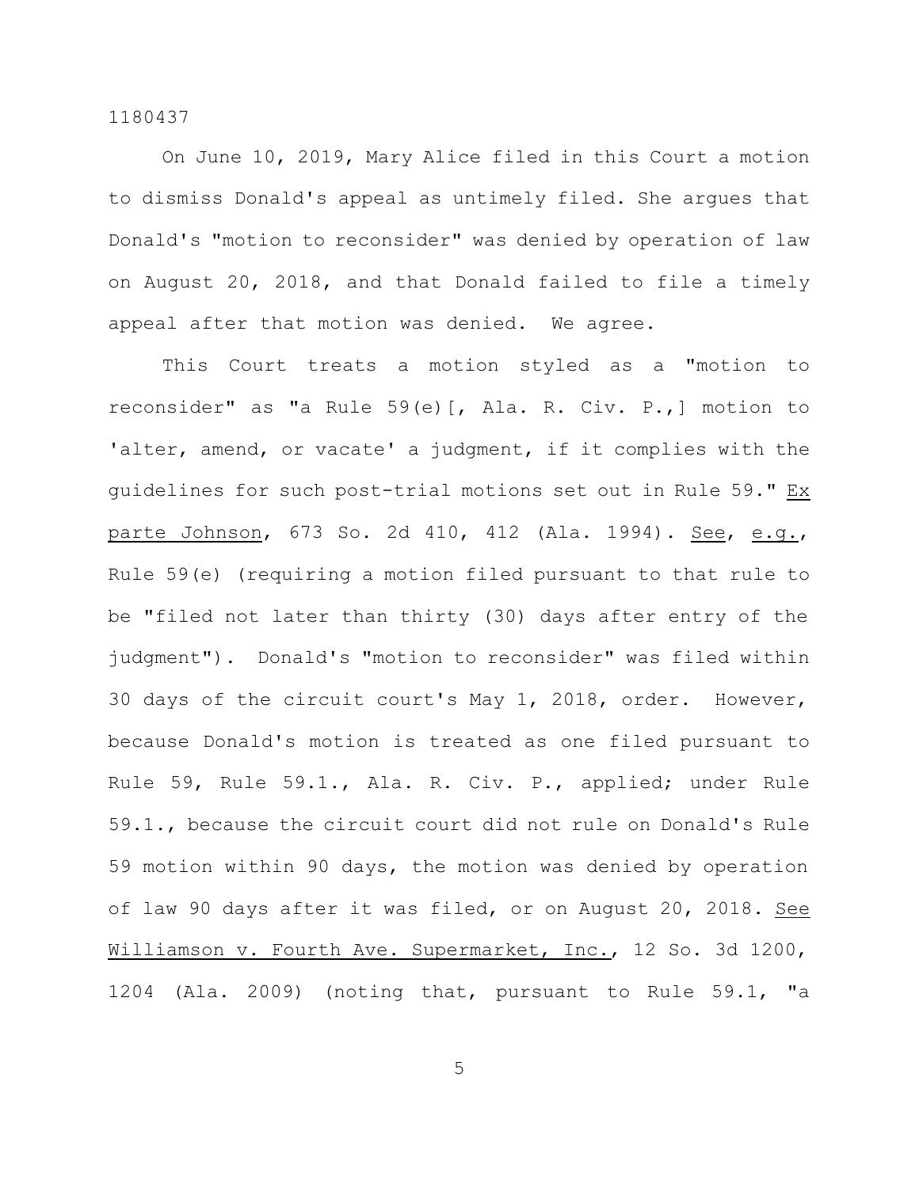On June 10, 2019, Mary Alice filed in this Court a motion to dismiss Donald's appeal as untimely filed. She argues that Donald's "motion to reconsider" was denied by operation of law on August 20, 2018, and that Donald failed to file a timely appeal after that motion was denied. We agree.

This Court treats a motion styled as a "motion to reconsider" as "a Rule 59(e)[, Ala. R. Civ. P.,] motion to 'alter, amend, or vacate' a judgment, if it complies with the guidelines for such post-trial motions set out in Rule 59." Ex parte Johnson, 673 So. 2d 410, 412 (Ala. 1994). See, e.g., Rule 59(e) (requiring a motion filed pursuant to that rule to be "filed not later than thirty (30) days after entry of the judgment"). Donald's "motion to reconsider" was filed within 30 days of the circuit court's May 1, 2018, order. However, because Donald's motion is treated as one filed pursuant to Rule 59, Rule 59.1., Ala. R. Civ. P., applied; under Rule 59.1., because the circuit court did not rule on Donald's Rule 59 motion within 90 days, the motion was denied by operation of law 90 days after it was filed, or on August 20, 2018. See Williamson v. Fourth Ave. Supermarket, Inc., 12 So. 3d 1200, 1204 (Ala. 2009) (noting that, pursuant to Rule 59.1, "a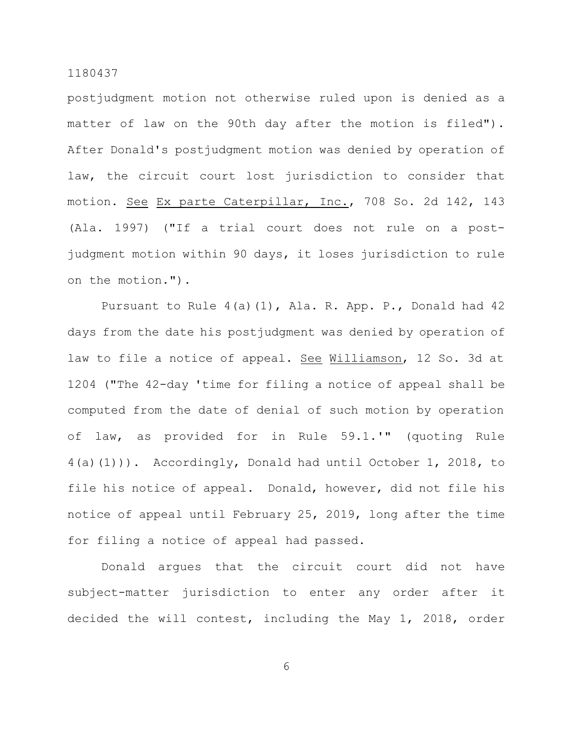postjudgment motion not otherwise ruled upon is denied as a matter of law on the 90th day after the motion is filed"). After Donald's postjudgment motion was denied by operation of law, the circuit court lost jurisdiction to consider that motion. See Ex parte Caterpillar, Inc., 708 So. 2d 142, 143 (Ala. 1997) ("If a trial court does not rule on a post-judgment motion within 90 days, it loses jurisdiction to rule on the motion.").

Pursuant to Rule 4(a)(1), Ala. R. App. P., Donald had 42 days from the date his postjudgment was denied by operation of law to file a notice of appeal. See Williamson, 12 So. 3d at 1204 ("The 42-day 'time for filing a notice of appeal shall be computed from the date of denial of such motion by operation of law, as provided for in Rule 59.1.'" (quoting Rule 4(a)(1))). Accordingly, Donald had until October 1, 2018, to file his notice of appeal. Donald, however, did not file his notice of appeal until February 25, 2019, long after the time for filing a notice of appeal had passed.

Donald argues that the circuit court did not have subject-matter jurisdiction to enter any order after it decided the will contest, including the May 1, 2018, order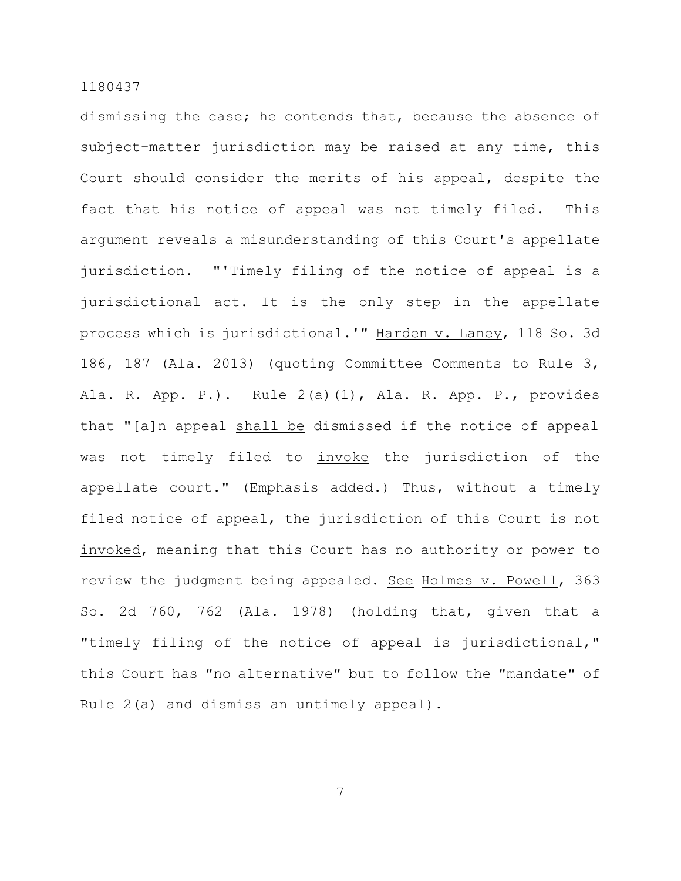dismissing the case; he contends that, because the absence of subject-matter jurisdiction may be raised at any time, this Court should consider the merits of his appeal, despite the fact that his notice of appeal was not timely filed. This argument reveals a misunderstanding of this Court's appellate jurisdiction. "'Timely filing of the notice of appeal is a jurisdictional act. It is the only step in the appellate process which is jurisdictional.'" Harden v. Laney, 118 So. 3d 186, 187 (Ala. 2013) (quoting Committee Comments to Rule 3, Ala. R. App. P.). Rule 2(a)(1), Ala. R. App. P., provides that "[a]n appeal shall be dismissed if the notice of appeal was not timely filed to invoke the jurisdiction of the appellate court." (Emphasis added.) Thus, without a timely filed notice of appeal, the jurisdiction of this Court is not invoked, meaning that this Court has no authority or power to review the judgment being appealed. See Holmes v. Powell, 363 So. 2d 760, 762 (Ala. 1978) (holding that, given that a "timely filing of the notice of appeal is jurisdictional," this Court has "no alternative" but to follow the "mandate" of Rule 2(a) and dismiss an untimely appeal).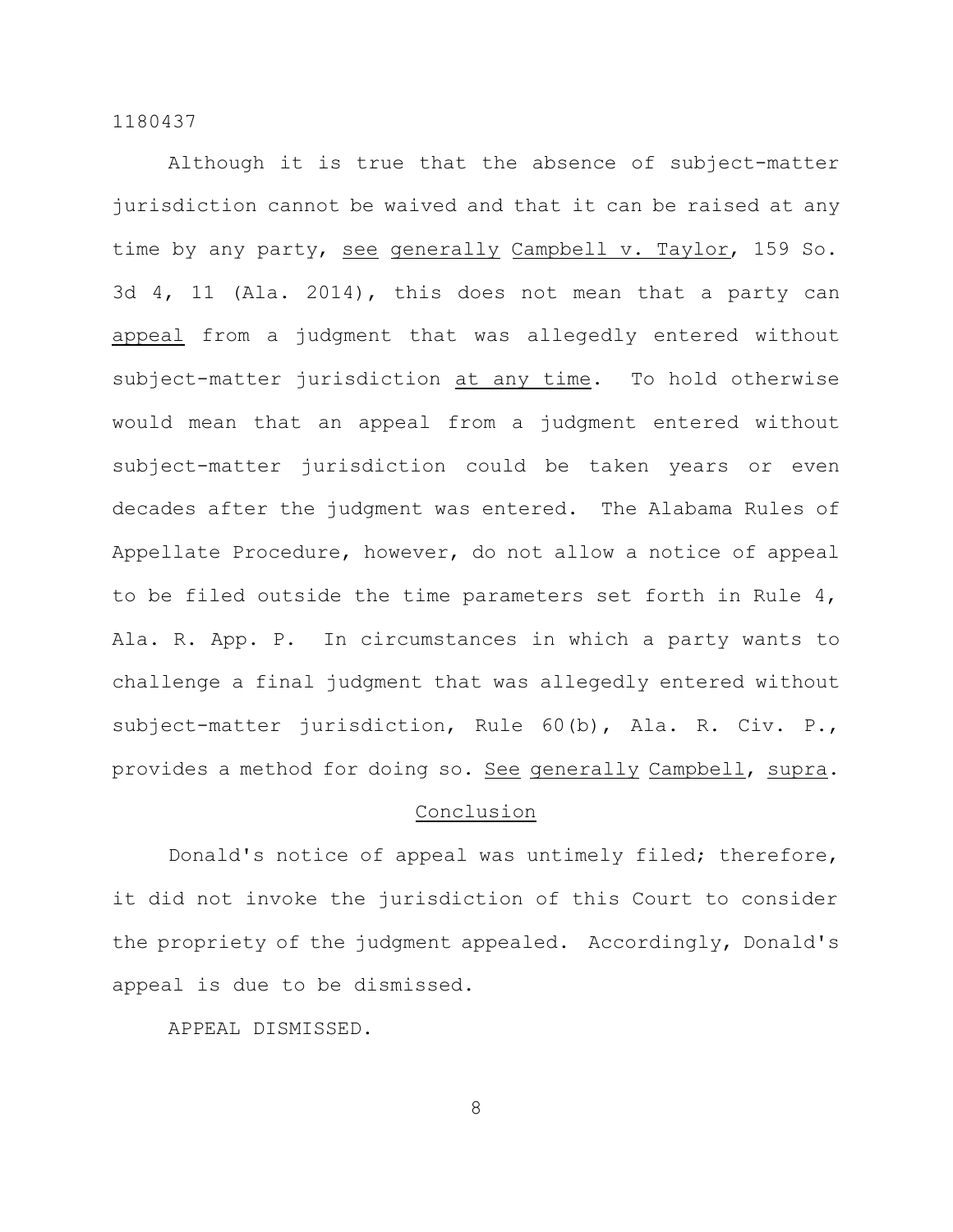Although it is true that the absence of subject-matter jurisdiction cannot be waived and that it can be raised at any time by any party, _see generally_ _Campbell v. Taylor_, 159 So. 3d 4, 11 (Ala. 2014), this does not mean that a party can _appeal_ from a judgment that was allegedly entered without subject-matter jurisdiction _at any time_. To hold otherwise would mean that an appeal from a judgment entered without subject-matter jurisdiction could be taken years or even decades after the judgment was entered. The Alabama Rules of Appellate Procedure, however, do not allow a notice of appeal to be filed outside the time parameters set forth in Rule 4, Ala. R. App. P. In circumstances in which a party wants to challenge a final judgment that was allegedly entered without subject-matter jurisdiction, Rule 60(b), Ala. R. Civ. P., provides a method for doing so. _See generally_ _Campbell_, _supra_.

## Conclusion

Donald's notice of appeal was untimely filed; therefore, it did not invoke the jurisdiction of this Court to consider the propriety of the judgment appealed. Accordingly, Donald's appeal is due to be dismissed.

APPEAL DISMISSED.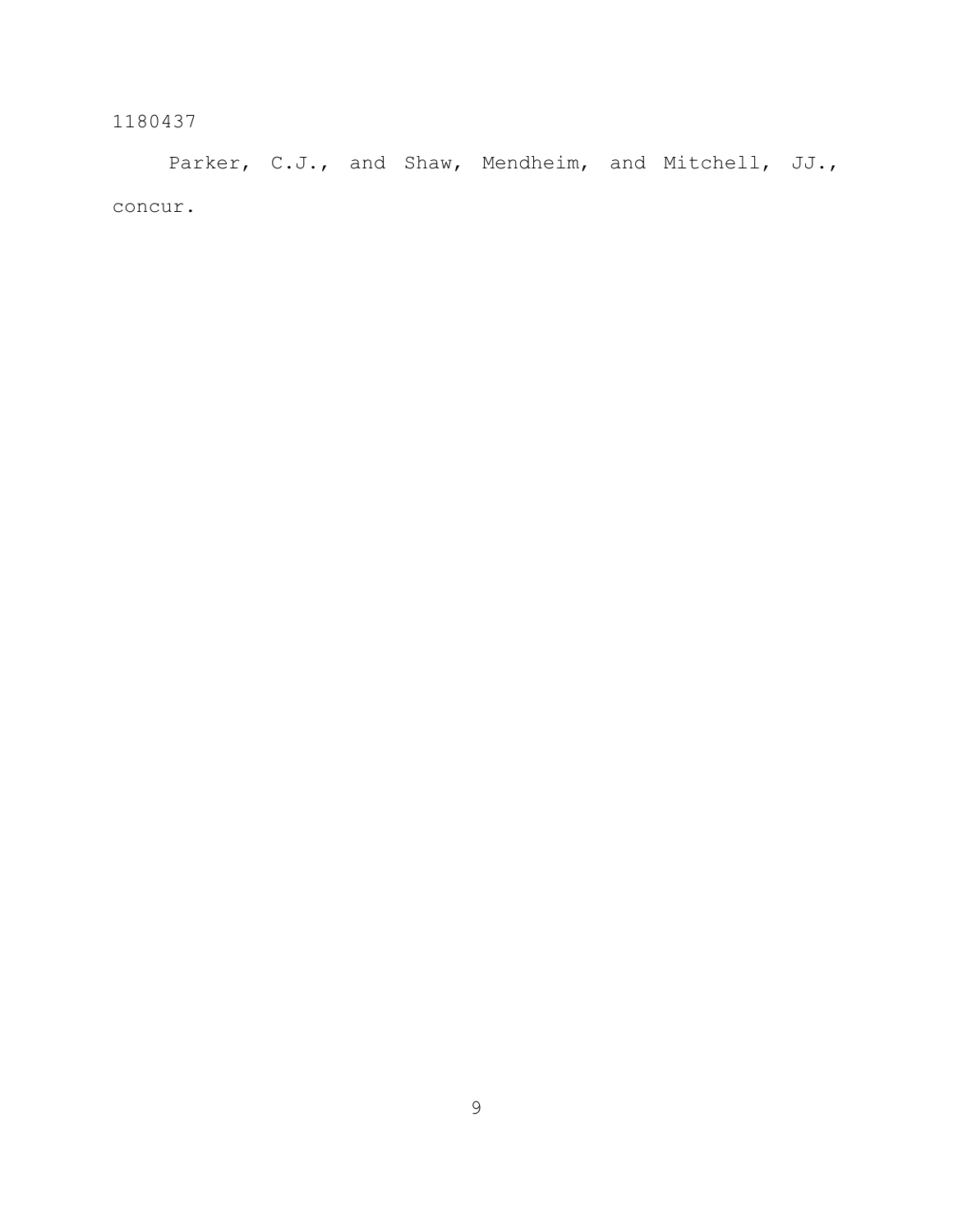Parker, C.J., and Shaw, Mendheim, and Mitchell, JJ., concur.